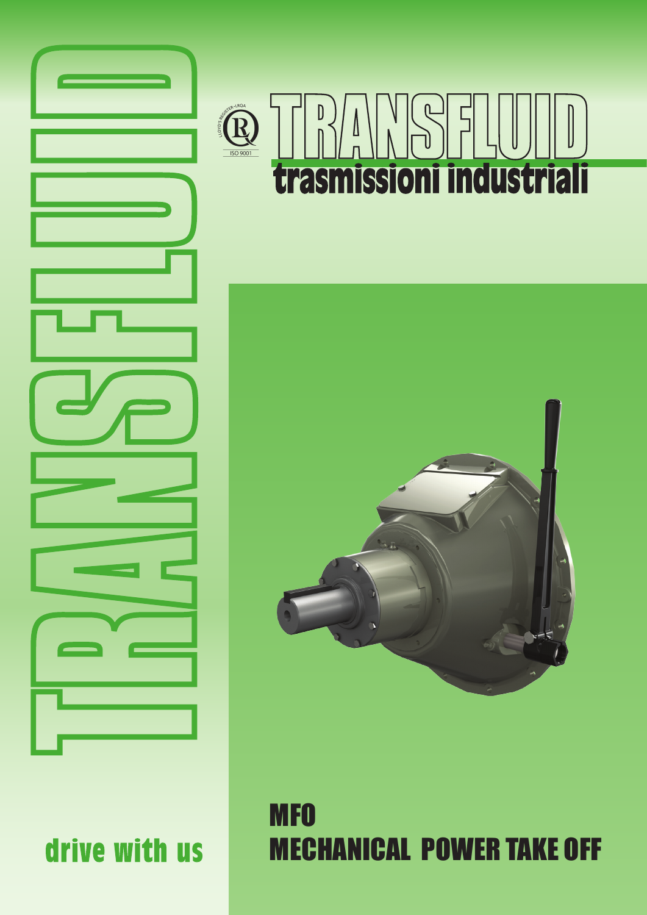TRANSFLUID

ISO 9001

# TRANSFLUID

trasmissioni industriali

drive with us

# MFO
# MECHANICAL POWER TAKE OFF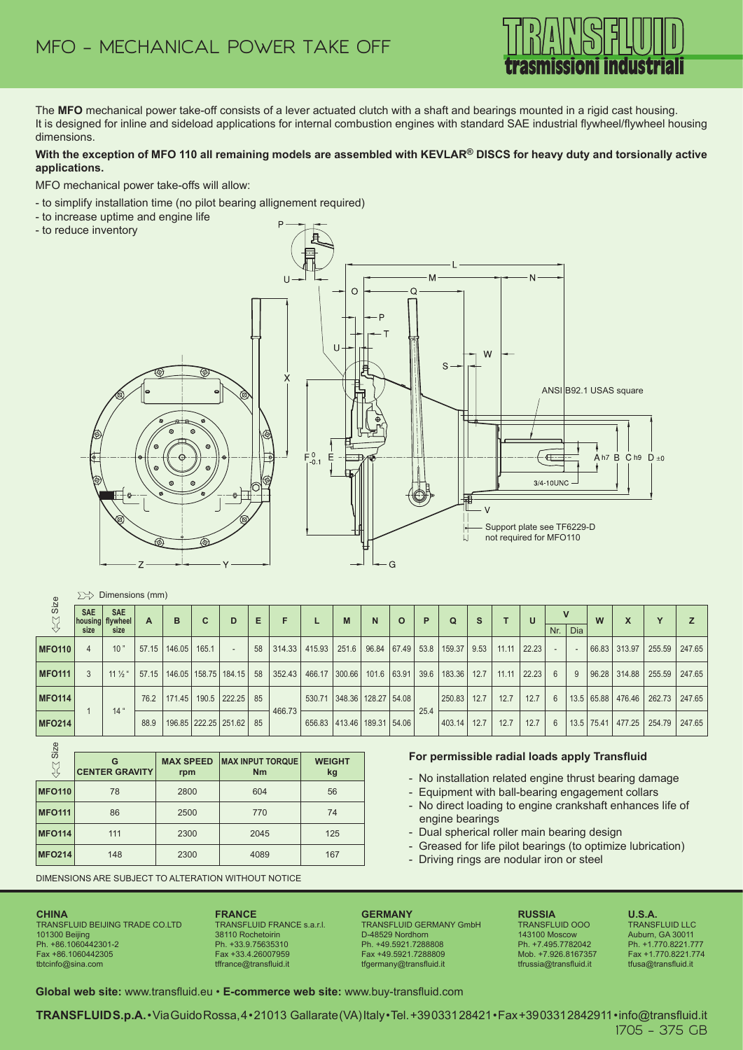# MFO - MECHANICAL POWER TAKE OFF

**TRANSFLUID** trasmissioni industriali

The **MFO** mechanical power take-off consists of a lever actuated clutch with a shaft and bearings mounted in a rigid cast housing. It is designed for inline and sideload applications for internal combustion engines with standard SAE industrial flywheel/flywheel housing dimensions.

**With the exception of MFO 110 all remaining models are assembled with KEVLAR® DISCS for heavy duty and torsionally active applications.**

MFO mechanical power take-offs will allow:

- to simplify installation time (no pilot bearing allignement required)
- to increase uptime and engine life
- to reduce inventory

P
U
L
M
N
O
Q
P
T
U
W
S
X
ANSI B92.1 USAS square
$F^{0}_{-0.1}$ E
A h7 B C h9 D ±0
3/4-10UNC
V
Support plate see TF6229-D
not required for MFO110
Z
Y
G

Dimensions (mm)

| Size | SAE housing size | SAE flywheel size | A | B | C | D | E | F | L | M | N | O | P | Q | S | T | U | V | | W | X | Y | Z |
|---|---|---|---|---|---|---|---|---|---|---|---|---|---|---|---|---|---|---|---|---|---|---|---|
| | | | | | | | | | | | | | | | | | | Nr. | Dia | | | | |
| MFO110 | 4 | 10 " | 57.15 | 146.05 | 165.1 | - | 58 | 314.33 | 415.93 | 251.6 | 96.84 | 67.49 | 53.8 | 159.37 | 9.53 | 11.11 | 22.23 | - | - | 66.83 | 313.97 | 255.59 | 247.65 |
| MFO111 | 3 | 11 ½ " | 57.15 | 146.05 | 158.75 | 184.15 | 58 | 352.43 | 466.17 | 300.66 | 101.6 | 63.91 | 39.6 | 183.36 | 12.7 | 11.11 | 22.23 | 6 | 9 | 96.28 | 314.88 | 255.59 | 247.65 |
| MFO114 | 1 | 14 " | 76.2 | 171.45 | 190.5 | 222.25 | 85 | 466.73 | 530.71 | 348.36 | 128.27 | 54.08 | 25.4 | 250.83 | 12.7 | 12.7 | 12.7 | 6 | 13.5 | 65.88 | 476.46 | 262.73 | 247.65 |
| MFO214 | 1 | 14 " | 88.9 | 196.85 | 222.25 | 251.62 | 85 | 466.73 | 656.83 | 413.46 | 189.31 | 54.06 | 25.4 | 403.14 | 12.7 | 12.7 | 12.7 | 6 | 13.5 | 75.41 | 477.25 | 254.79 | 247.65 |

| Size | G CENTER GRAVITY | MAX SPEED rpm | MAX INPUT TORQUE Nm | WEIGHT kg |
|---|---|---|---|---|
| MFO110 | 78 | 2800 | 604 | 56 |
| MFO111 | 86 | 2500 | 770 | 74 |
| MFO114 | 111 | 2300 | 2045 | 125 |
| MFO214 | 148 | 2300 | 4089 | 167 |

DIMENSIONS ARE SUBJECT TO ALTERATION WITHOUT NOTICE

**For permissible radial loads apply Transfluid**

- No installation related engine thrust bearing damage
- Equipment with ball-bearing engagement collars
- No direct loading to engine crankshaft enhances life of engine bearings
- Dual spherical roller main bearing design
- Greased for life pilot bearings (to optimize lubrication)
- Driving rings are nodular iron or steel

**CHINA**
TRANSFLUID BEIJING TRADE CO.LTD
101300 Beijing
Ph. +86.1060442301-2
Fax +86.1060442305
tbtcinfo@sina.com

**FRANCE**
TRANSFLUID FRANCE s.a.r.l.
38110 Rochetoirin
Ph. +33.9.75635310
Fax +33.4.26007959
tffrance@transfluid.it

**GERMANY**
TRANSFLUID GERMANY GmbH
D-48529 Nordhorn
Ph. +49.5921.7288808
Fax +49.5921.7288809
tfgermany@transfluid.it

**RUSSIA**
TRANSFLUID OOO
143100 Moscow
Ph. +7.495.7782042
Mob. +7.926.8167357
tfrussia@transfluid.it

**U.S.A.**
TRANSFLUID LLC
Auburn, GA 30011
Ph. +1.770.8221.777
Fax +1.770.8221.774
tfusa@transfluid.it

**Global web site:** www.transfluid.eu • **E-commerce web site:** www.buy-transfluid.com

**TRANSFLUID S.p.A.** • Via Guido Rossa, 4 • 21013 Gallarate (VA) Italy • Tel. +39 0331 28421 • Fax +39 0331 2842911 • info@transfluid.it

1705 - 375 GB